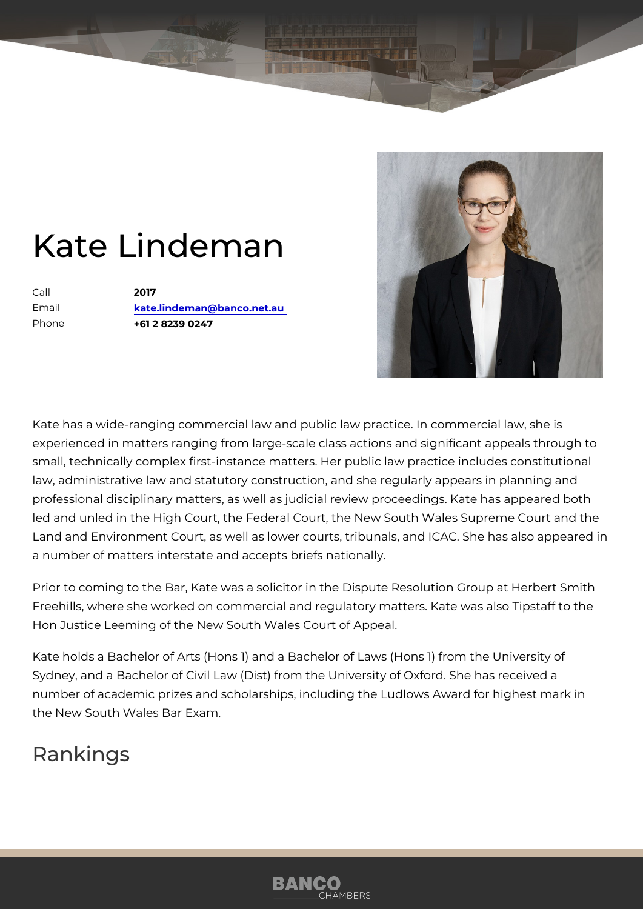# Kate Lindeman

| | |
|---|---|
| Call | **2017** |
| Email | **kate.lindeman@banco.net.au** |
| Phone | **+61 2 8239 0247** |

Kate has a wide-ranging commercial law and public law practice. In commercial law, she is experienced in matters ranging from large-scale class actions and significant appeals through to small, technically complex first-instance matters. Her public law practice includes constitutional law, administrative law and statutory construction, and she regularly appears in planning and professional disciplinary matters, as well as judicial review proceedings. Kate has appeared both led and unled in the High Court, the Federal Court, the New South Wales Supreme Court and the Land and Environment Court, as well as lower courts, tribunals, and ICAC. She has also appeared in a number of matters interstate and accepts briefs nationally.

Prior to coming to the Bar, Kate was a solicitor in the Dispute Resolution Group at Herbert Smith Freehills, where she worked on commercial and regulatory matters. Kate was also Tipstaff to the Hon Justice Leeming of the New South Wales Court of Appeal.

Kate holds a Bachelor of Arts (Hons 1) and a Bachelor of Laws (Hons 1) from the University of Sydney, and a Bachelor of Civil Law (Dist) from the University of Oxford. She has received a number of academic prizes and scholarships, including the Ludlows Award for highest mark in the New South Wales Bar Exam.

## Rankings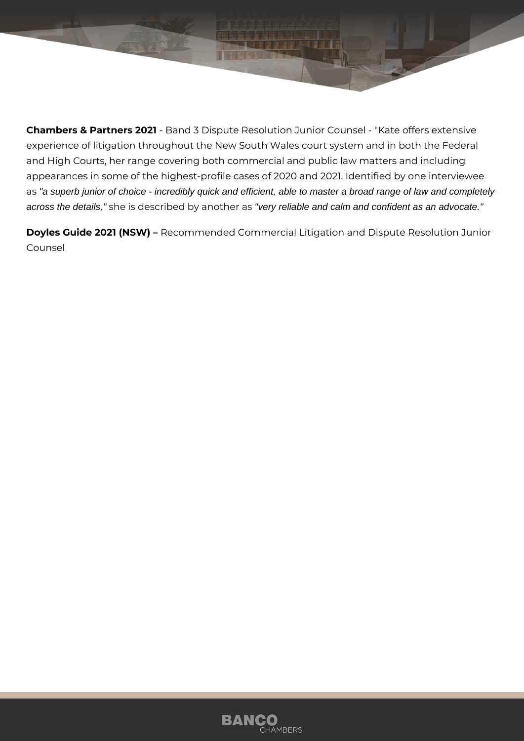**Chambers & Partners 2021** - Band 3 Dispute Resolution Junior Counsel - "Kate offers extensive experience of litigation throughout the New South Wales court system and in both the Federal and High Courts, her range covering both commercial and public law matters and including appearances in some of the highest-profile cases of 2020 and 2021. Identified by one interviewee as *"a superb junior of choice - incredibly quick and efficient, able to master a broad range of law and completely across the details,"* she is described by another as *"very reliable and calm and confident as an advocate."*

**Doyles Guide 2021 (NSW) –** Recommended Commercial Litigation and Dispute Resolution Junior Counsel